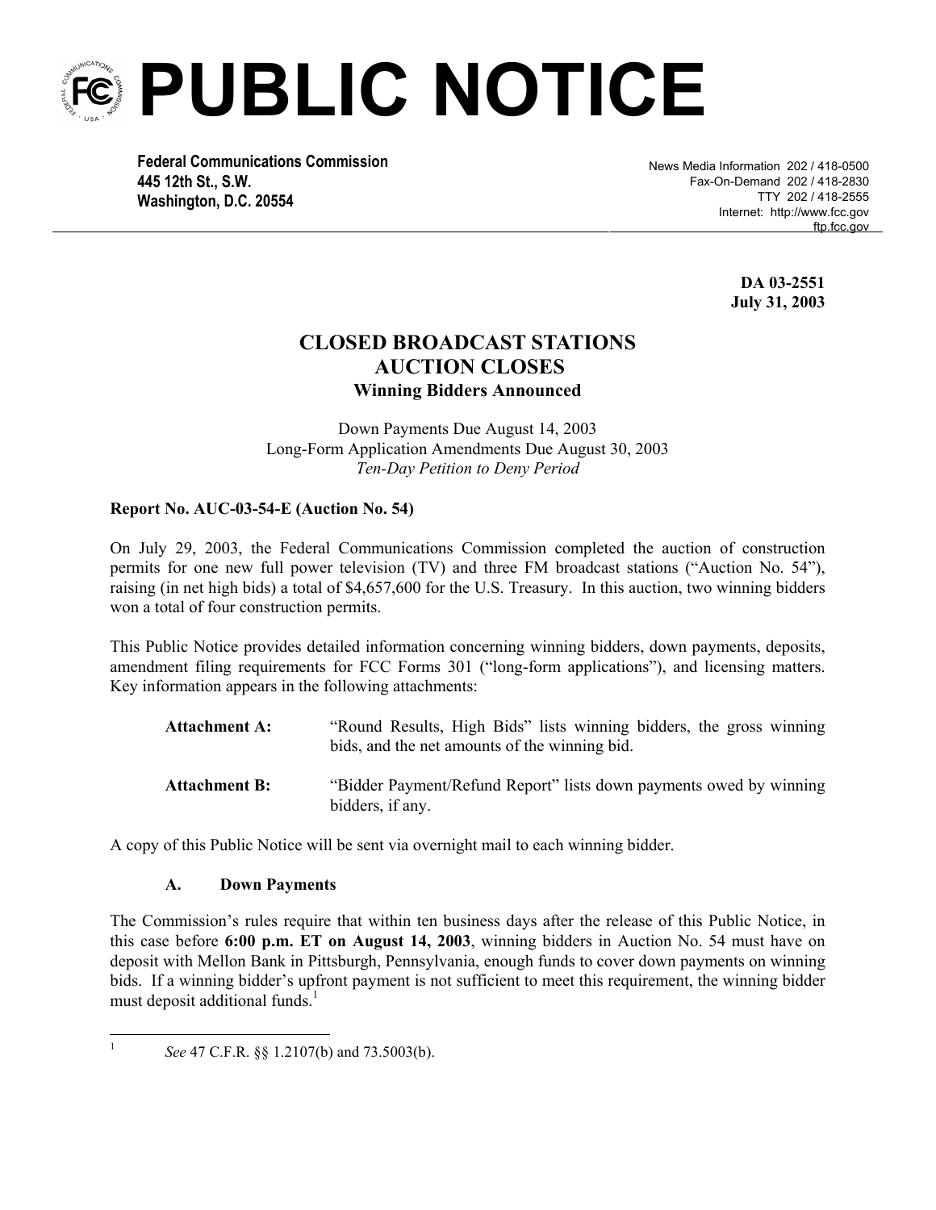# PUBLIC NOTICE

**Federal Communications Commission**
**445 12th St., S.W.**
**Washington, D.C. 20554**

News Media Information 202 / 418-0500
Fax-On-Demand 202 / 418-2830
TTY 202 / 418-2555
Internet: http://www.fcc.gov
ftp.fcc.gov

**DA 03-2551**
**July 31, 2003**

## CLOSED BROADCAST STATIONS AUCTION CLOSES

### Winning Bidders Announced

Down Payments Due August 14, 2003
Long-Form Application Amendments Due August 30, 2003
*Ten-Day Petition to Deny Period*

**Report No. AUC-03-54-E (Auction No. 54)**

On July 29, 2003, the Federal Communications Commission completed the auction of construction permits for one new full power television (TV) and three FM broadcast stations ("Auction No. 54"), raising (in net high bids) a total of $4,657,600 for the U.S. Treasury. In this auction, two winning bidders won a total of four construction permits.

This Public Notice provides detailed information concerning winning bidders, down payments, deposits, amendment filing requirements for FCC Forms 301 ("long-form applications"), and licensing matters. Key information appears in the following attachments:

**Attachment A:** "Round Results, High Bids" lists winning bidders, the gross winning bids, and the net amounts of the winning bid.

**Attachment B:** "Bidder Payment/Refund Report" lists down payments owed by winning bidders, if any.

A copy of this Public Notice will be sent via overnight mail to each winning bidder.

**A. Down Payments**

The Commission's rules require that within ten business days after the release of this Public Notice, in this case before **6:00 p.m. ET on August 14, 2003**, winning bidders in Auction No. 54 must have on deposit with Mellon Bank in Pittsburgh, Pennsylvania, enough funds to cover down payments on winning bids. If a winning bidder's upfront payment is not sufficient to meet this requirement, the winning bidder must deposit additional funds.[1]

---

[1] *See* 47 C.F.R. §§ 1.2107(b) and 73.5003(b).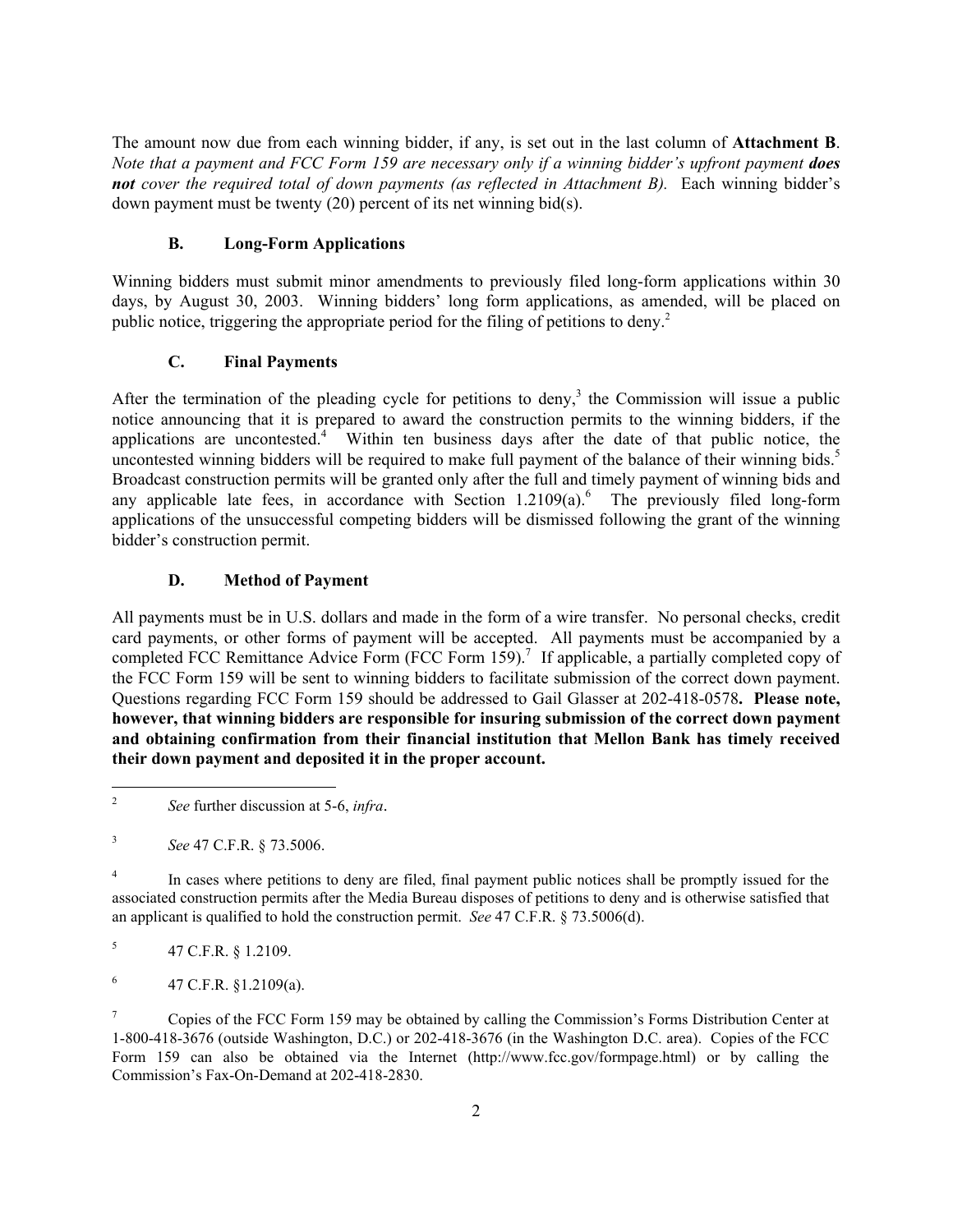The amount now due from each winning bidder, if any, is set out in the last column of **Attachment B**. *Note that a payment and FCC Form 159 are necessary only if a winning bidder's upfront payment **does not** cover the required total of down payments (as reflected in Attachment B).* Each winning bidder's down payment must be twenty (20) percent of its net winning bid(s).

### B. Long-Form Applications

Winning bidders must submit minor amendments to previously filed long-form applications within 30 days, by August 30, 2003. Winning bidders' long form applications, as amended, will be placed on public notice, triggering the appropriate period for the filing of petitions to deny.[2]

### C. Final Payments

After the termination of the pleading cycle for petitions to deny,[3] the Commission will issue a public notice announcing that it is prepared to award the construction permits to the winning bidders, if the applications are uncontested.[4] Within ten business days after the date of that public notice, the uncontested winning bidders will be required to make full payment of the balance of their winning bids.[5] Broadcast construction permits will be granted only after the full and timely payment of winning bids and any applicable late fees, in accordance with Section 1.2109(a).[6] The previously filed long-form applications of the unsuccessful competing bidders will be dismissed following the grant of the winning bidder's construction permit.

### D. Method of Payment

All payments must be in U.S. dollars and made in the form of a wire transfer. No personal checks, credit card payments, or other forms of payment will be accepted. All payments must be accompanied by a completed FCC Remittance Advice Form (FCC Form 159).[7] If applicable, a partially completed copy of the FCC Form 159 will be sent to winning bidders to facilitate submission of the correct down payment. Questions regarding FCC Form 159 should be addressed to Gail Glasser at 202-418-0578**. Please note, however, that winning bidders are responsible for insuring submission of the correct down payment and obtaining confirmation from their financial institution that Mellon Bank has timely received their down payment and deposited it in the proper account.**

---

[2] *See* further discussion at 5-6, *infra*.

[3] *See* 47 C.F.R. § 73.5006.

[4] In cases where petitions to deny are filed, final payment public notices shall be promptly issued for the associated construction permits after the Media Bureau disposes of petitions to deny and is otherwise satisfied that an applicant is qualified to hold the construction permit. *See* 47 C.F.R. § 73.5006(d).

[5] 47 C.F.R. § 1.2109.

[6] 47 C.F.R. §1.2109(a).

[7] Copies of the FCC Form 159 may be obtained by calling the Commission's Forms Distribution Center at 1-800-418-3676 (outside Washington, D.C.) or 202-418-3676 (in the Washington D.C. area). Copies of the FCC Form 159 can also be obtained via the Internet (http://www.fcc.gov/formpage.html) or by calling the Commission's Fax-On-Demand at 202-418-2830.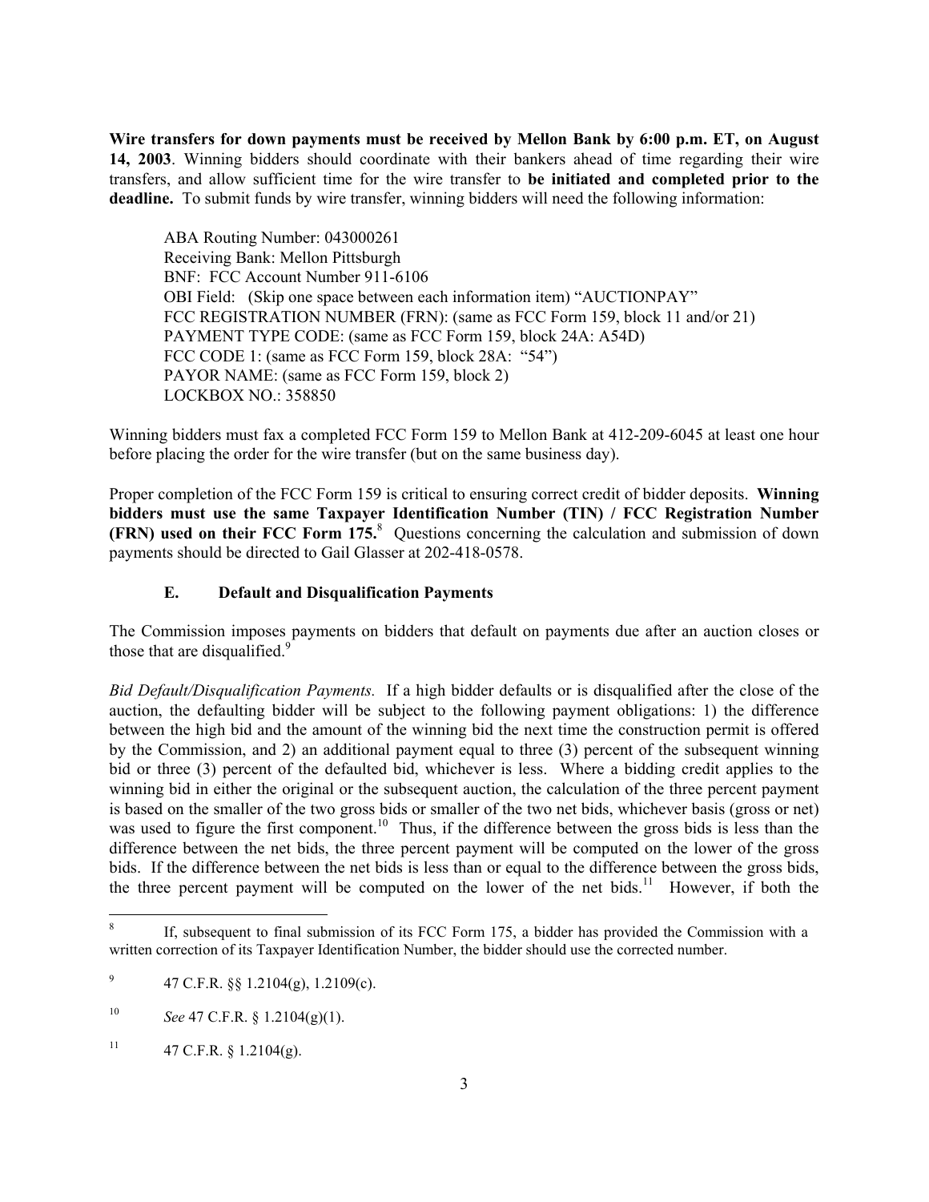**Wire transfers for down payments must be received by Mellon Bank by 6:00 p.m. ET, on August 14, 2003**. Winning bidders should coordinate with their bankers ahead of time regarding their wire transfers, and allow sufficient time for the wire transfer to **be initiated and completed prior to the deadline.** To submit funds by wire transfer, winning bidders will need the following information:

> ABA Routing Number: 043000261
> Receiving Bank: Mellon Pittsburgh
> BNF: FCC Account Number 911-6106
> OBI Field: (Skip one space between each information item) "AUCTIONPAY"
> FCC REGISTRATION NUMBER (FRN): (same as FCC Form 159, block 11 and/or 21)
> PAYMENT TYPE CODE: (same as FCC Form 159, block 24A: A54D)
> FCC CODE 1: (same as FCC Form 159, block 28A: "54")
> PAYOR NAME: (same as FCC Form 159, block 2)
> LOCKBOX NO.: 358850

Winning bidders must fax a completed FCC Form 159 to Mellon Bank at 412-209-6045 at least one hour before placing the order for the wire transfer (but on the same business day).

Proper completion of the FCC Form 159 is critical to ensuring correct credit of bidder deposits. **Winning bidders must use the same Taxpayer Identification Number (TIN) / FCC Registration Number (FRN) used on their FCC Form 175.**[8] Questions concerning the calculation and submission of down payments should be directed to Gail Glasser at 202-418-0578.

### E. Default and Disqualification Payments

The Commission imposes payments on bidders that default on payments due after an auction closes or those that are disqualified.[9]

*Bid Default/Disqualification Payments.* If a high bidder defaults or is disqualified after the close of the auction, the defaulting bidder will be subject to the following payment obligations: 1) the difference between the high bid and the amount of the winning bid the next time the construction permit is offered by the Commission, and 2) an additional payment equal to three (3) percent of the subsequent winning bid or three (3) percent of the defaulted bid, whichever is less. Where a bidding credit applies to the winning bid in either the original or the subsequent auction, the calculation of the three percent payment is based on the smaller of the two gross bids or smaller of the two net bids, whichever basis (gross or net) was used to figure the first component.[10] Thus, if the difference between the gross bids is less than the difference between the net bids, the three percent payment will be computed on the lower of the gross bids. If the difference between the net bids is less than or equal to the difference between the gross bids, the three percent payment will be computed on the lower of the net bids.[11] However, if both the

---

[8] If, subsequent to final submission of its FCC Form 175, a bidder has provided the Commission with a written correction of its Taxpayer Identification Number, the bidder should use the corrected number.

[9] 47 C.F.R. §§ 1.2104(g), 1.2109(c).

[10] *See* 47 C.F.R. § 1.2104(g)(1).

[11] 47 C.F.R. § 1.2104(g).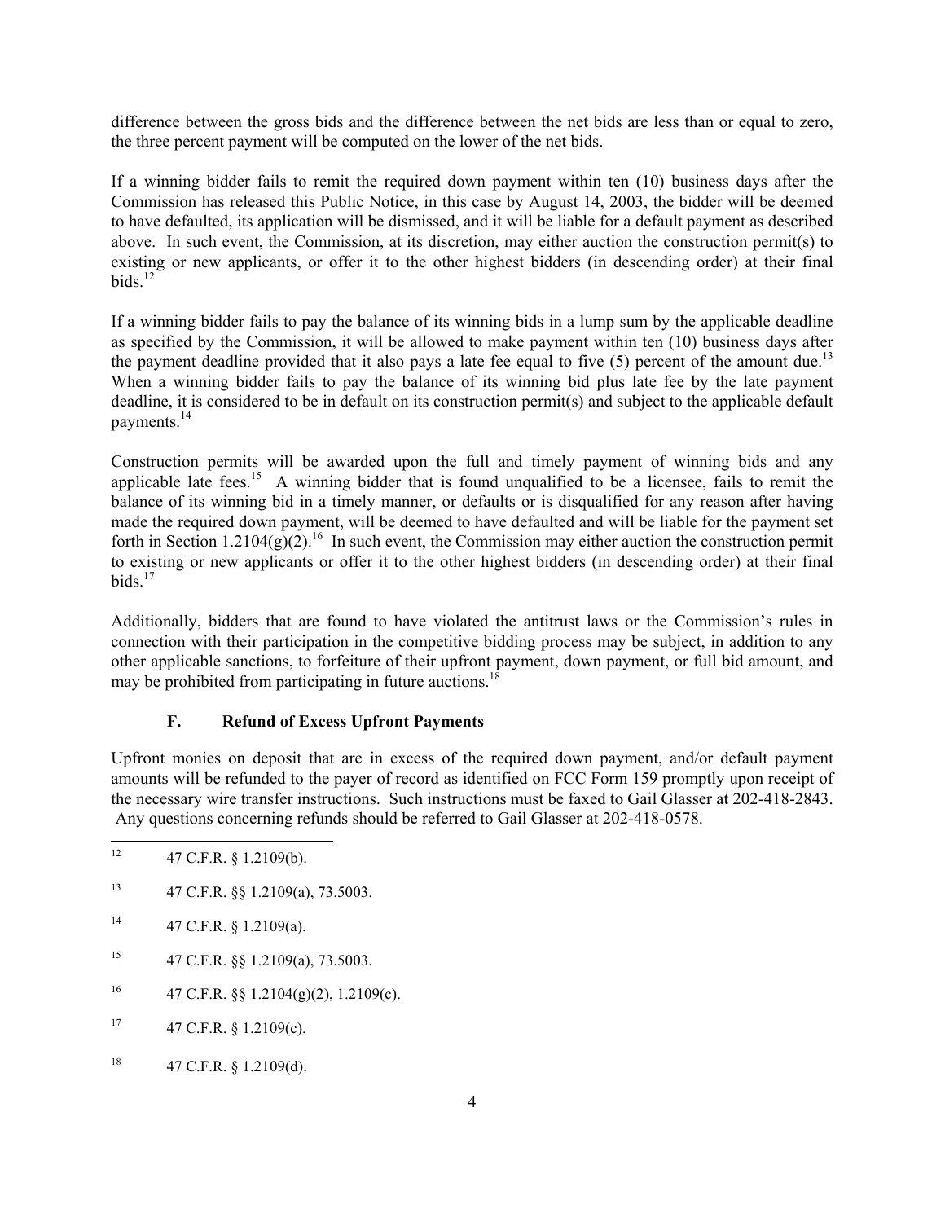difference between the gross bids and the difference between the net bids are less than or equal to zero, the three percent payment will be computed on the lower of the net bids.

If a winning bidder fails to remit the required down payment within ten (10) business days after the Commission has released this Public Notice, in this case by August 14, 2003, the bidder will be deemed to have defaulted, its application will be dismissed, and it will be liable for a default payment as described above. In such event, the Commission, at its discretion, may either auction the construction permit(s) to existing or new applicants, or offer it to the other highest bidders (in descending order) at their final bids.[12]

If a winning bidder fails to pay the balance of its winning bids in a lump sum by the applicable deadline as specified by the Commission, it will be allowed to make payment within ten (10) business days after the payment deadline provided that it also pays a late fee equal to five (5) percent of the amount due.[13] When a winning bidder fails to pay the balance of its winning bid plus late fee by the late payment deadline, it is considered to be in default on its construction permit(s) and subject to the applicable default payments.[14]

Construction permits will be awarded upon the full and timely payment of winning bids and any applicable late fees.[15] A winning bidder that is found unqualified to be a licensee, fails to remit the balance of its winning bid in a timely manner, or defaults or is disqualified for any reason after having made the required down payment, will be deemed to have defaulted and will be liable for the payment set forth in Section 1.2104(g)(2).[16] In such event, the Commission may either auction the construction permit to existing or new applicants or offer it to the other highest bidders (in descending order) at their final bids.[17]

Additionally, bidders that are found to have violated the antitrust laws or the Commission's rules in connection with their participation in the competitive bidding process may be subject, in addition to any other applicable sanctions, to forfeiture of their upfront payment, down payment, or full bid amount, and may be prohibited from participating in future auctions.[18]

### F. Refund of Excess Upfront Payments

Upfront monies on deposit that are in excess of the required down payment, and/or default payment amounts will be refunded to the payer of record as identified on FCC Form 159 promptly upon receipt of the necessary wire transfer instructions. Such instructions must be faxed to Gail Glasser at 202-418-2843. Any questions concerning refunds should be referred to Gail Glasser at 202-418-0578.

---

[12] 47 C.F.R. § 1.2109(b).

[13] 47 C.F.R. §§ 1.2109(a), 73.5003.

[14] 47 C.F.R. § 1.2109(a).

[15] 47 C.F.R. §§ 1.2109(a), 73.5003.

[16] 47 C.F.R. §§ 1.2104(g)(2), 1.2109(c).

[17] 47 C.F.R. § 1.2109(c).

[18] 47 C.F.R. § 1.2109(d).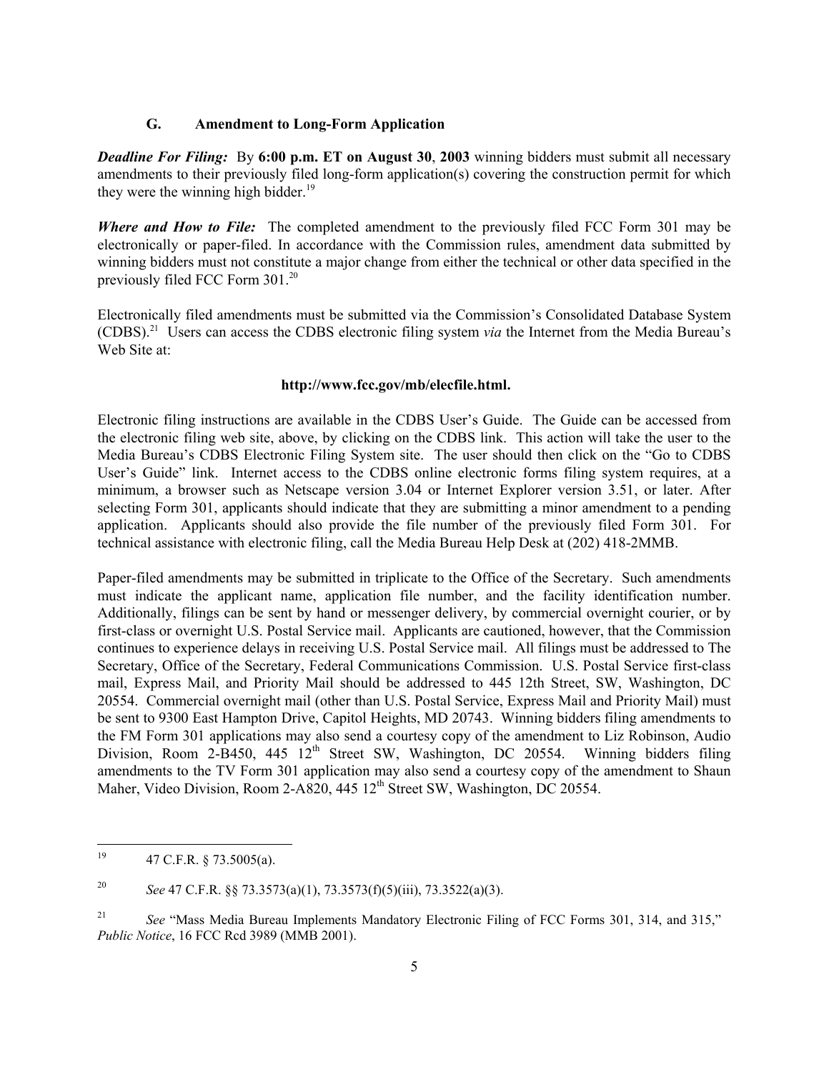### G. Amendment to Long-Form Application

***Deadline For Filing:*** By **6:00 p.m. ET on August 30**, **2003** winning bidders must submit all necessary amendments to their previously filed long-form application(s) covering the construction permit for which they were the winning high bidder.[19]

***Where and How to File:*** The completed amendment to the previously filed FCC Form 301 may be electronically or paper-filed. In accordance with the Commission rules, amendment data submitted by winning bidders must not constitute a major change from either the technical or other data specified in the previously filed FCC Form 301.[20]

Electronically filed amendments must be submitted via the Commission's Consolidated Database System (CDBS).[21] Users can access the CDBS electronic filing system *via* the Internet from the Media Bureau's Web Site at:

**http://www.fcc.gov/mb/elecfile.html.**

Electronic filing instructions are available in the CDBS User's Guide. The Guide can be accessed from the electronic filing web site, above, by clicking on the CDBS link. This action will take the user to the Media Bureau's CDBS Electronic Filing System site. The user should then click on the "Go to CDBS User's Guide" link. Internet access to the CDBS online electronic forms filing system requires, at a minimum, a browser such as Netscape version 3.04 or Internet Explorer version 3.51, or later. After selecting Form 301, applicants should indicate that they are submitting a minor amendment to a pending application. Applicants should also provide the file number of the previously filed Form 301. For technical assistance with electronic filing, call the Media Bureau Help Desk at (202) 418-2MMB.

Paper-filed amendments may be submitted in triplicate to the Office of the Secretary. Such amendments must indicate the applicant name, application file number, and the facility identification number. Additionally, filings can be sent by hand or messenger delivery, by commercial overnight courier, or by first-class or overnight U.S. Postal Service mail. Applicants are cautioned, however, that the Commission continues to experience delays in receiving U.S. Postal Service mail. All filings must be addressed to The Secretary, Office of the Secretary, Federal Communications Commission. U.S. Postal Service first-class mail, Express Mail, and Priority Mail should be addressed to 445 12th Street, SW, Washington, DC 20554. Commercial overnight mail (other than U.S. Postal Service, Express Mail and Priority Mail) must be sent to 9300 East Hampton Drive, Capitol Heights, MD 20743. Winning bidders filing amendments to the FM Form 301 applications may also send a courtesy copy of the amendment to Liz Robinson, Audio Division, Room 2-B450, 445 12th Street SW, Washington, DC 20554. Winning bidders filing amendments to the TV Form 301 application may also send a courtesy copy of the amendment to Shaun Maher, Video Division, Room 2-A820, 445 12th Street SW, Washington, DC 20554.

---

[19] 47 C.F.R. § 73.5005(a).

[20] *See* 47 C.F.R. §§ 73.3573(a)(1), 73.3573(f)(5)(iii), 73.3522(a)(3).

[21] *See* "Mass Media Bureau Implements Mandatory Electronic Filing of FCC Forms 301, 314, and 315," *Public Notice*, 16 FCC Rcd 3989 (MMB 2001).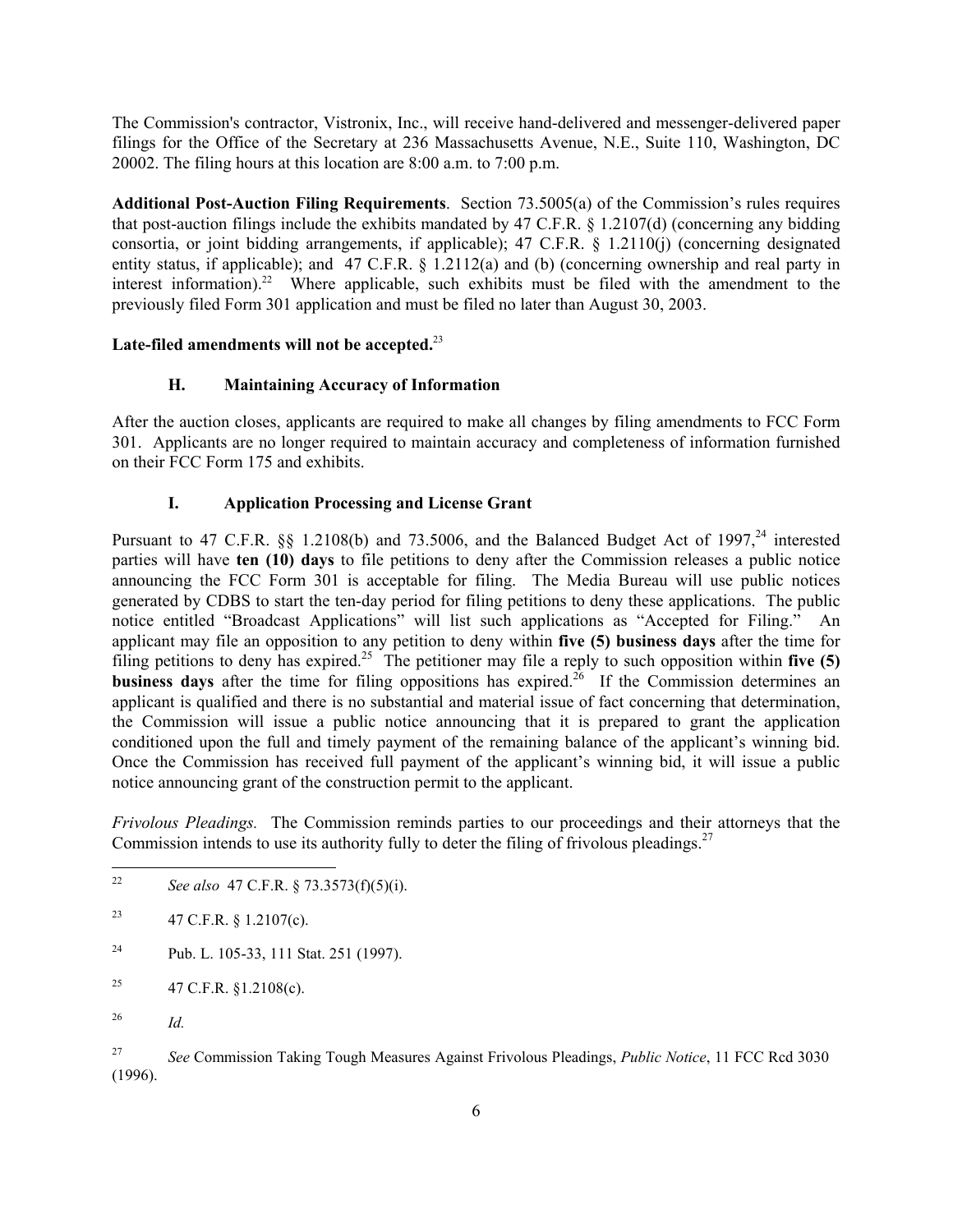The Commission's contractor, Vistronix, Inc., will receive hand-delivered and messenger-delivered paper filings for the Office of the Secretary at 236 Massachusetts Avenue, N.E., Suite 110, Washington, DC 20002. The filing hours at this location are 8:00 a.m. to 7:00 p.m.

**Additional Post-Auction Filing Requirements**. Section 73.5005(a) of the Commission's rules requires that post-auction filings include the exhibits mandated by 47 C.F.R. § 1.2107(d) (concerning any bidding consortia, or joint bidding arrangements, if applicable); 47 C.F.R. § 1.2110(j) (concerning designated entity status, if applicable); and 47 C.F.R. § 1.2112(a) and (b) (concerning ownership and real party in interest information).[22] Where applicable, such exhibits must be filed with the amendment to the previously filed Form 301 application and must be filed no later than August 30, 2003.

**Late-filed amendments will not be accepted.**[23]

### H. Maintaining Accuracy of Information

After the auction closes, applicants are required to make all changes by filing amendments to FCC Form 301. Applicants are no longer required to maintain accuracy and completeness of information furnished on their FCC Form 175 and exhibits.

### I. Application Processing and License Grant

Pursuant to 47 C.F.R. §§ 1.2108(b) and 73.5006, and the Balanced Budget Act of 1997,[24] interested parties will have **ten (10) days** to file petitions to deny after the Commission releases a public notice announcing the FCC Form 301 is acceptable for filing. The Media Bureau will use public notices generated by CDBS to start the ten-day period for filing petitions to deny these applications. The public notice entitled "Broadcast Applications" will list such applications as "Accepted for Filing." An applicant may file an opposition to any petition to deny within **five (5) business days** after the time for filing petitions to deny has expired.[25] The petitioner may file a reply to such opposition within **five (5) business days** after the time for filing oppositions has expired.[26] If the Commission determines an applicant is qualified and there is no substantial and material issue of fact concerning that determination, the Commission will issue a public notice announcing that it is prepared to grant the application conditioned upon the full and timely payment of the remaining balance of the applicant's winning bid. Once the Commission has received full payment of the applicant's winning bid, it will issue a public notice announcing grant of the construction permit to the applicant.

*Frivolous Pleadings.* The Commission reminds parties to our proceedings and their attorneys that the Commission intends to use its authority fully to deter the filing of frivolous pleadings.[27]

---

[22] *See also* 47 C.F.R. § 73.3573(f)(5)(i).

[23] 47 C.F.R. § 1.2107(c).

[24] Pub. L. 105-33, 111 Stat. 251 (1997).

[25] 47 C.F.R. §1.2108(c).

[26] *Id.*

[27] *See* Commission Taking Tough Measures Against Frivolous Pleadings, *Public Notice*, 11 FCC Rcd 3030 (1996).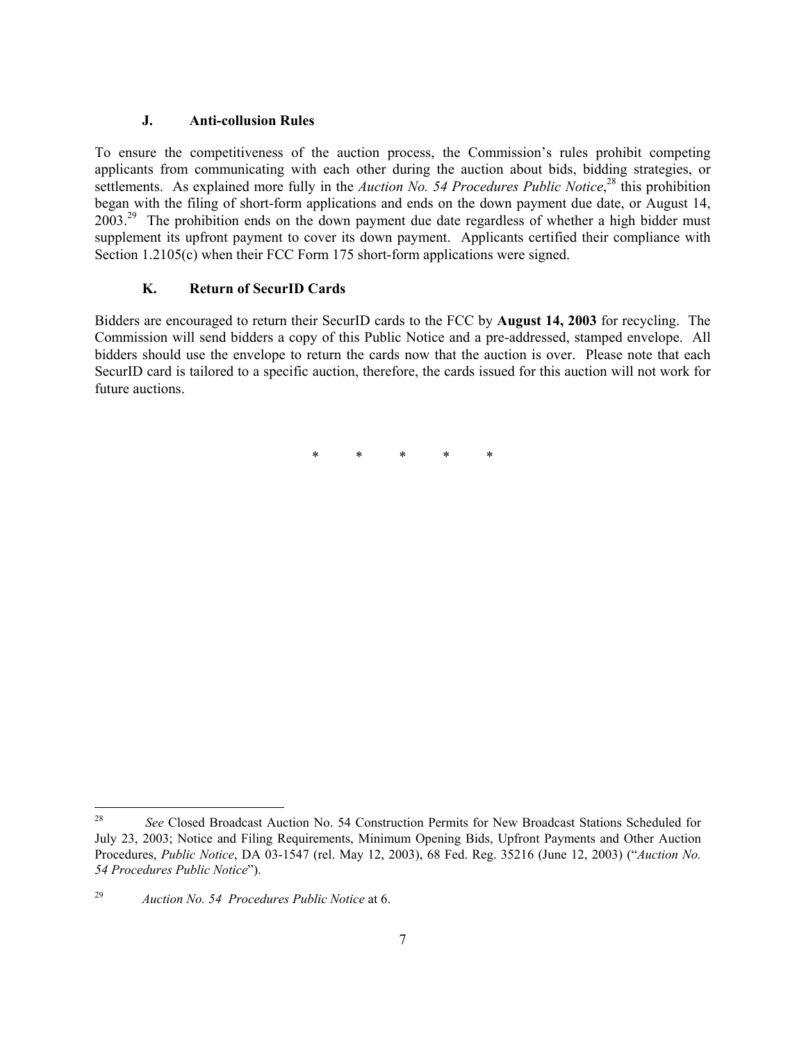### J. Anti-collusion Rules

To ensure the competitiveness of the auction process, the Commission's rules prohibit competing applicants from communicating with each other during the auction about bids, bidding strategies, or settlements. As explained more fully in the *Auction No. 54 Procedures Public Notice*,[28] this prohibition began with the filing of short-form applications and ends on the down payment due date, or August 14, 2003.[29] The prohibition ends on the down payment due date regardless of whether a high bidder must supplement its upfront payment to cover its down payment. Applicants certified their compliance with Section 1.2105(c) when their FCC Form 175 short-form applications were signed.

### K. Return of SecurID Cards

Bidders are encouraged to return their SecurID cards to the FCC by **August 14, 2003** for recycling. The Commission will send bidders a copy of this Public Notice and a pre-addressed, stamped envelope. All bidders should use the envelope to return the cards now that the auction is over. Please note that each SecurID card is tailored to a specific auction, therefore, the cards issued for this auction will not work for future auctions.

\* \* \* \* \*

---

[28] *See* Closed Broadcast Auction No. 54 Construction Permits for New Broadcast Stations Scheduled for July 23, 2003; Notice and Filing Requirements, Minimum Opening Bids, Upfront Payments and Other Auction Procedures, *Public Notice*, DA 03-1547 (rel. May 12, 2003), 68 Fed. Reg. 35216 (June 12, 2003) ("*Auction No. 54 Procedures Public Notice*").

[29] *Auction No. 54 Procedures Public Notice* at 6.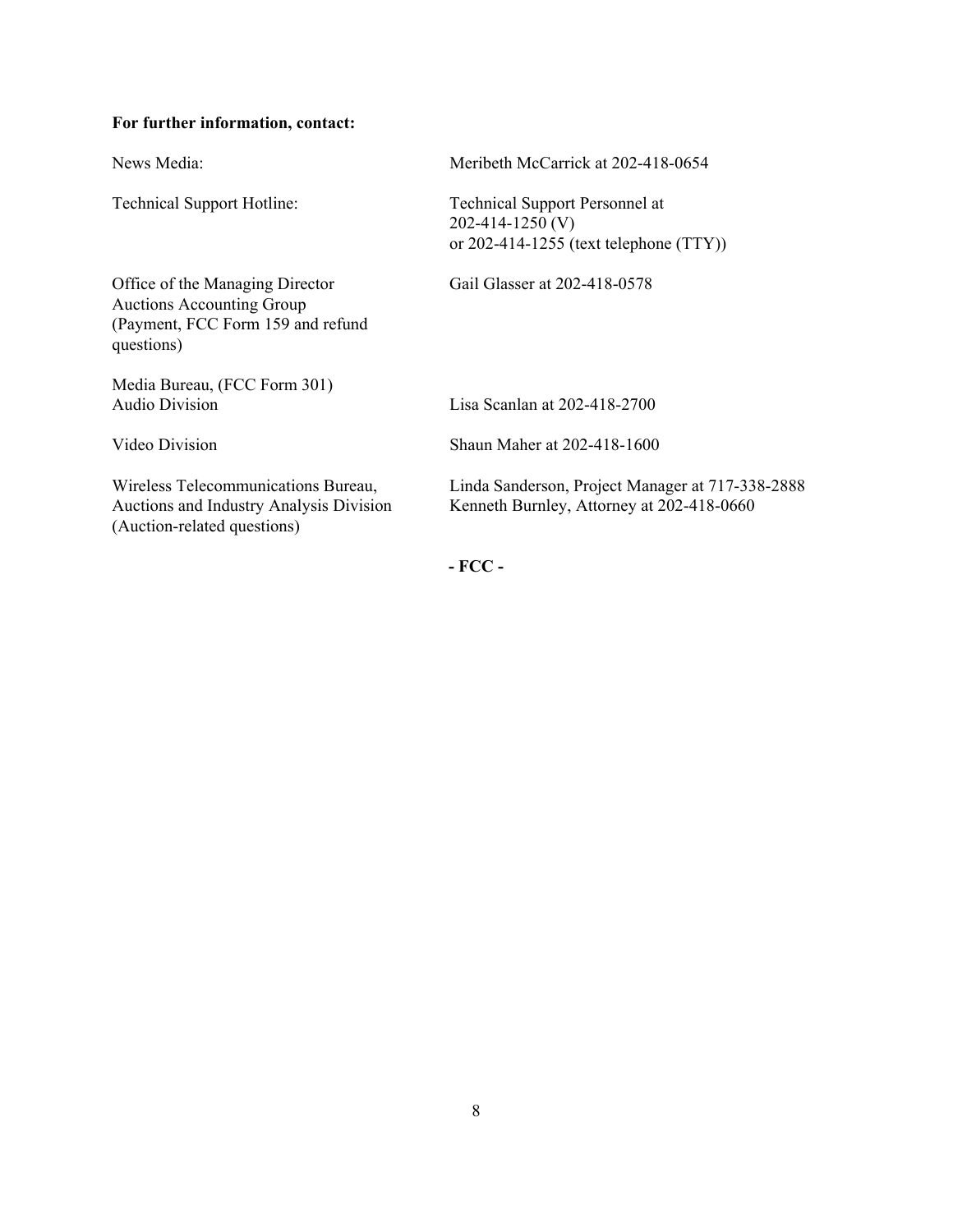**For further information, contact:**

| | |
|---|---|
| News Media: | Meribeth McCarrick at 202-418-0654 |
| Technical Support Hotline: | Technical Support Personnel at 202-414-1250 (V) or 202-414-1255 (text telephone (TTY)) |
| Office of the Managing Director Auctions Accounting Group (Payment, FCC Form 159 and refund questions) | Gail Glasser at 202-418-0578 |
| Media Bureau, (FCC Form 301) Audio Division | Lisa Scanlan at 202-418-2700 |
| Video Division | Shaun Maher at 202-418-1600 |
| Wireless Telecommunications Bureau, Auctions and Industry Analysis Division (Auction-related questions) | Linda Sanderson, Project Manager at 717-338-2888<br>Kenneth Burnley, Attorney at 202-418-0660 |

**- FCC -**